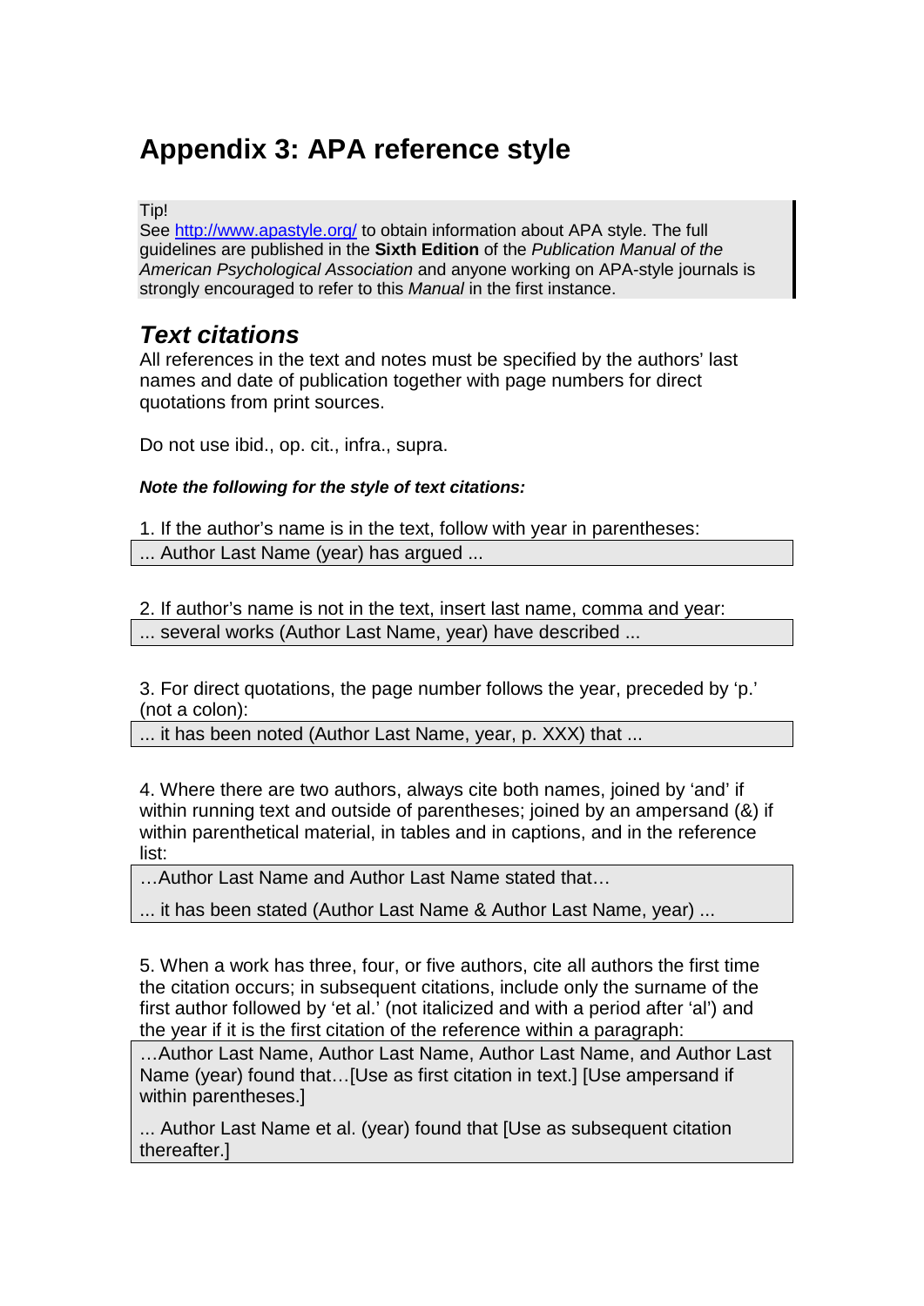# Appendix 3: APA reference style

> Tip!
> See http://www.apastyle.org/ to obtain information about APA style. The full guidelines are published in the **Sixth Edition** of the *Publication Manual of the American Psychological Association* and anyone working on APA-style journals is strongly encouraged to refer to this *Manual* in the first instance.

## *Text citations*

All references in the text and notes must be specified by the authors' last names and date of publication together with page numbers for direct quotations from print sources.

Do not use ibid., op. cit., infra., supra.

***Note the following for the style of text citations:***

1. If the author's name is in the text, follow with year in parentheses:

> ... Author Last Name (year) has argued ...

2. If author's name is not in the text, insert last name, comma and year:

> ... several works (Author Last Name, year) have described ...

3. For direct quotations, the page number follows the year, preceded by 'p.' (not a colon):

> ... it has been noted (Author Last Name, year, p. XXX) that ...

4. Where there are two authors, always cite both names, joined by 'and' if within running text and outside of parentheses; joined by an ampersand (&) if within parenthetical material, in tables and in captions, and in the reference list:

> …Author Last Name and Author Last Name stated that…
>
> ... it has been stated (Author Last Name & Author Last Name, year) ...

5. When a work has three, four, or five authors, cite all authors the first time the citation occurs; in subsequent citations, include only the surname of the first author followed by 'et al.' (not italicized and with a period after 'al') and the year if it is the first citation of the reference within a paragraph:

> …Author Last Name, Author Last Name, Author Last Name, and Author Last Name (year) found that…[Use as first citation in text.] [Use ampersand if within parentheses.]
>
> ... Author Last Name et al. (year) found that [Use as subsequent citation thereafter.]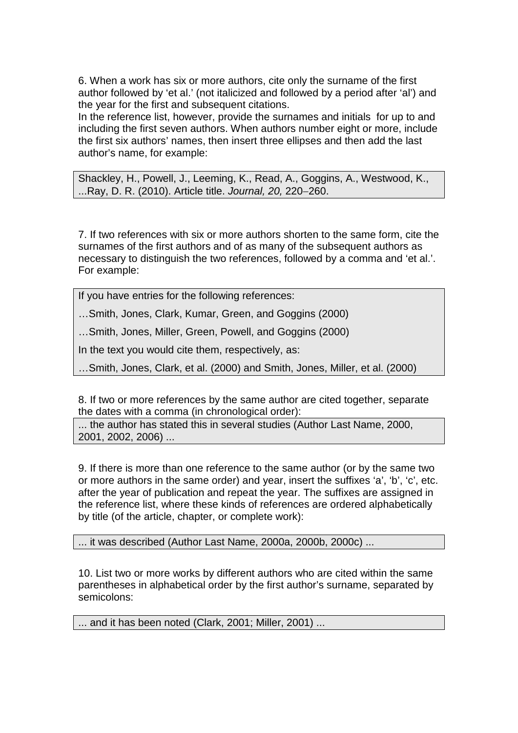6. When a work has six or more authors, cite only the surname of the first author followed by 'et al.' (not italicized and followed by a period after 'al') and the year for the first and subsequent citations.

In the reference list, however, provide the surnames and initials for up to and including the first seven authors. When authors number eight or more, include the first six authors' names, then insert three ellipses and then add the last author's name, for example:

> Shackley, H., Powell, J., Leeming, K., Read, A., Goggins, A., Westwood, K., ...Ray, D. R. (2010). Article title. *Journal, 20,* 220–260.

7. If two references with six or more authors shorten to the same form, cite the surnames of the first authors and of as many of the subsequent authors as necessary to distinguish the two references, followed by a comma and 'et al.'. For example:

> If you have entries for the following references:
>
> …Smith, Jones, Clark, Kumar, Green, and Goggins (2000)
>
> …Smith, Jones, Miller, Green, Powell, and Goggins (2000)
>
> In the text you would cite them, respectively, as:
>
> …Smith, Jones, Clark, et al. (2000) and Smith, Jones, Miller, et al. (2000)

8. If two or more references by the same author are cited together, separate the dates with a comma (in chronological order):

> ... the author has stated this in several studies (Author Last Name, 2000, 2001, 2002, 2006) ...

9. If there is more than one reference to the same author (or by the same two or more authors in the same order) and year, insert the suffixes 'a', 'b', 'c', etc. after the year of publication and repeat the year. The suffixes are assigned in the reference list, where these kinds of references are ordered alphabetically by title (of the article, chapter, or complete work):

> ... it was described (Author Last Name, 2000a, 2000b, 2000c) ...

10. List two or more works by different authors who are cited within the same parentheses in alphabetical order by the first author's surname, separated by semicolons:

> ... and it has been noted (Clark, 2001; Miller, 2001) ...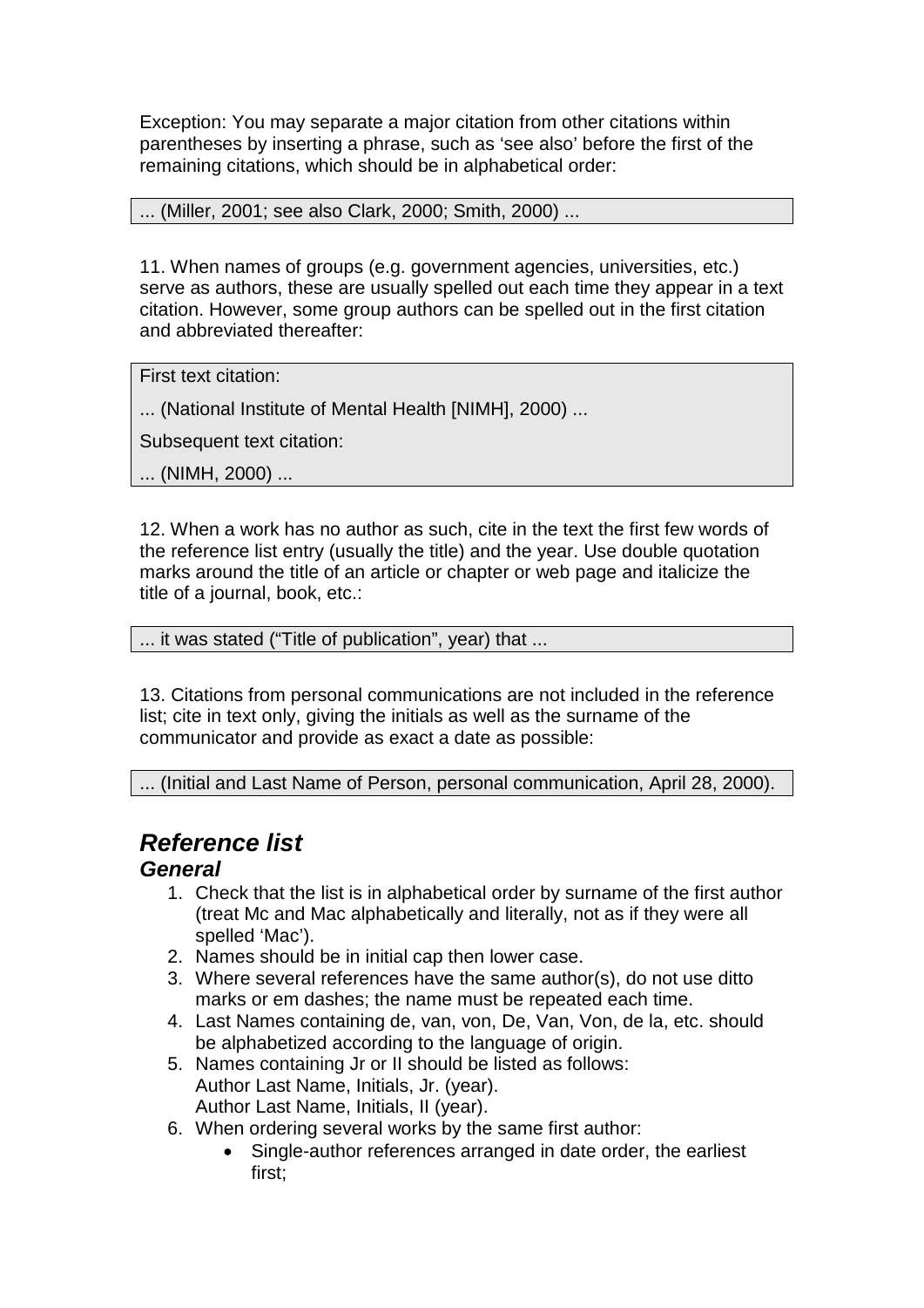Exception: You may separate a major citation from other citations within parentheses by inserting a phrase, such as 'see also' before the first of the remaining citations, which should be in alphabetical order:

```
... (Miller, 2001; see also Clark, 2000; Smith, 2000) ...
```

11. When names of groups (e.g. government agencies, universities, etc.) serve as authors, these are usually spelled out each time they appear in a text citation. However, some group authors can be spelled out in the first citation and abbreviated thereafter:

```
First text citation:
... (National Institute of Mental Health [NIMH], 2000) ...
Subsequent text citation:
... (NIMH, 2000) ...
```

12. When a work has no author as such, cite in the text the first few words of the reference list entry (usually the title) and the year. Use double quotation marks around the title of an article or chapter or web page and italicize the title of a journal, book, etc.:

```
... it was stated ("Title of publication", year) that ...
```

13. Citations from personal communications are not included in the reference list; cite in text only, giving the initials as well as the surname of the communicator and provide as exact a date as possible:

```
... (Initial and Last Name of Person, personal communication, April 28, 2000).
```

## ***Reference list***

### ***General***

1. Check that the list is in alphabetical order by surname of the first author (treat Mc and Mac alphabetically and literally, not as if they were all spelled 'Mac').
2. Names should be in initial cap then lower case.
3. Where several references have the same author(s), do not use ditto marks or em dashes; the name must be repeated each time.
4. Last Names containing de, van, von, De, Van, Von, de la, etc. should be alphabetized according to the language of origin.
5. Names containing Jr or II should be listed as follows:
   Author Last Name, Initials, Jr. (year).
   Author Last Name, Initials, II (year).
6. When ordering several works by the same first author:
   - Single-author references arranged in date order, the earliest first;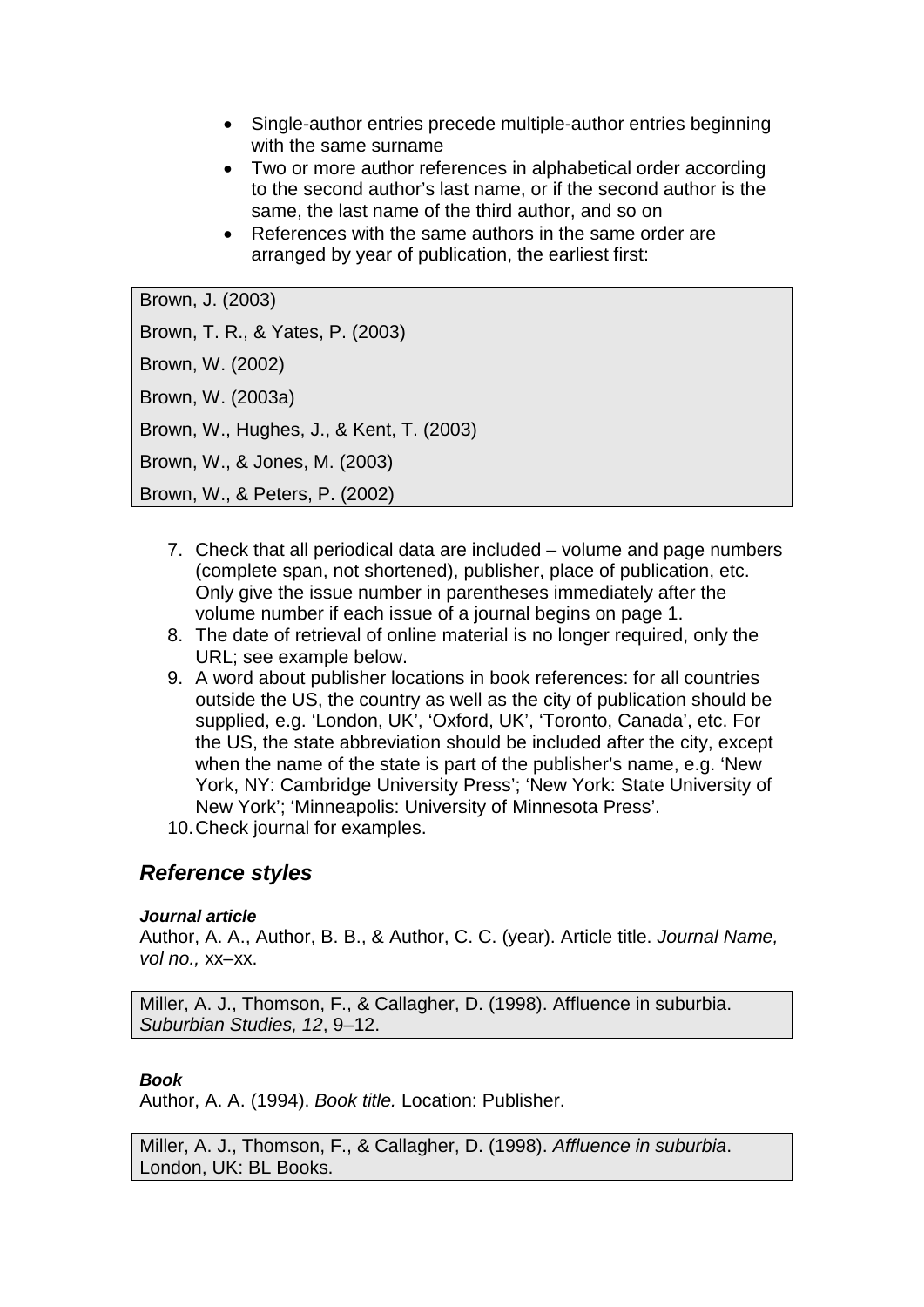- Single-author entries precede multiple-author entries beginning with the same surname
- Two or more author references in alphabetical order according to the second author's last name, or if the second author is the same, the last name of the third author, and so on
- References with the same authors in the same order are arranged by year of publication, the earliest first:

> Brown, J. (2003)
>
> Brown, T. R., & Yates, P. (2003)
>
> Brown, W. (2002)
>
> Brown, W. (2003a)
>
> Brown, W., Hughes, J., & Kent, T. (2003)
>
> Brown, W., & Jones, M. (2003)
>
> Brown, W., & Peters, P. (2002)

7. Check that all periodical data are included – volume and page numbers (complete span, not shortened), publisher, place of publication, etc. Only give the issue number in parentheses immediately after the volume number if each issue of a journal begins on page 1.
8. The date of retrieval of online material is no longer required, only the URL; see example below.
9. A word about publisher locations in book references: for all countries outside the US, the country as well as the city of publication should be supplied, e.g. 'London, UK', 'Oxford, UK', 'Toronto, Canada', etc. For the US, the state abbreviation should be included after the city, except when the name of the state is part of the publisher's name, e.g. 'New York, NY: Cambridge University Press'; 'New York: State University of New York'; 'Minneapolis: University of Minnesota Press'.
10. Check journal for examples.

## *Reference styles*

#### ***Journal article***

Author, A. A., Author, B. B., & Author, C. C. (year). Article title. *Journal Name, vol no.,* xx–xx.

> Miller, A. J., Thomson, F., & Callagher, D. (1998). Affluence in suburbia. *Suburbian Studies, 12*, 9–12.

#### ***Book***

Author, A. A. (1994). *Book title.* Location: Publisher.

> Miller, A. J., Thomson, F., & Callagher, D. (1998). *Affluence in suburbia*. London, UK: BL Books.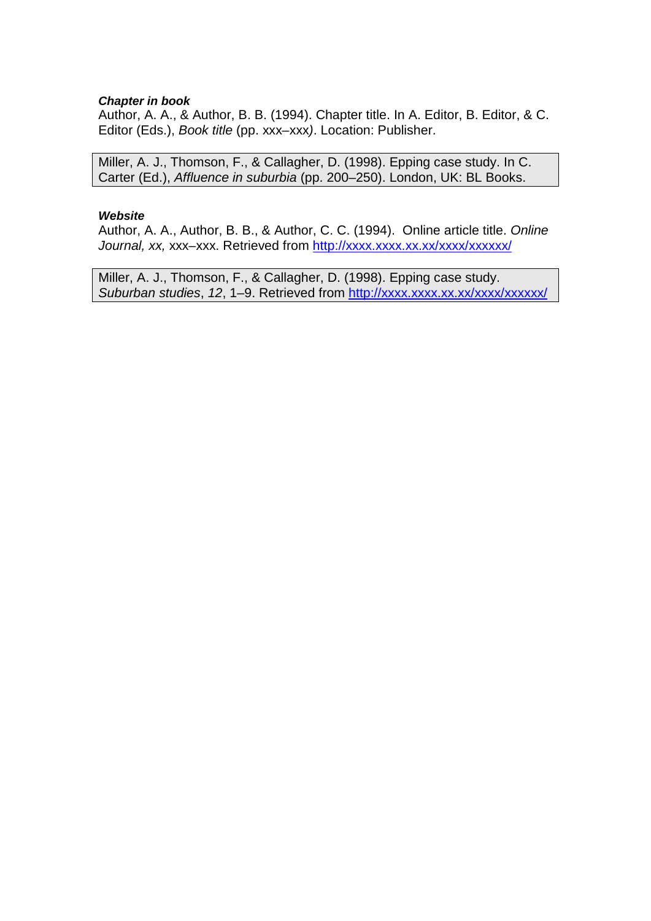***Chapter in book***

Author, A. A., & Author, B. B. (1994). Chapter title. In A. Editor, B. Editor, & C. Editor (Eds.), *Book title* (pp. xxx–xxx). Location: Publisher.

> Miller, A. J., Thomson, F., & Callagher, D. (1998). Epping case study. In C. Carter (Ed.), *Affluence in suburbia* (pp. 200–250). London, UK: BL Books.

***Website***

Author, A. A., Author, B. B., & Author, C. C. (1994). Online article title. *Online Journal, xx,* xxx–xxx. Retrieved from http://xxxx.xxxx.xx.xx/xxxx/xxxxxx/

> Miller, A. J., Thomson, F., & Callagher, D. (1998). Epping case study. *Suburban studies*, *12*, 1–9. Retrieved from http://xxxx.xxxx.xx.xx/xxxx/xxxxxx/